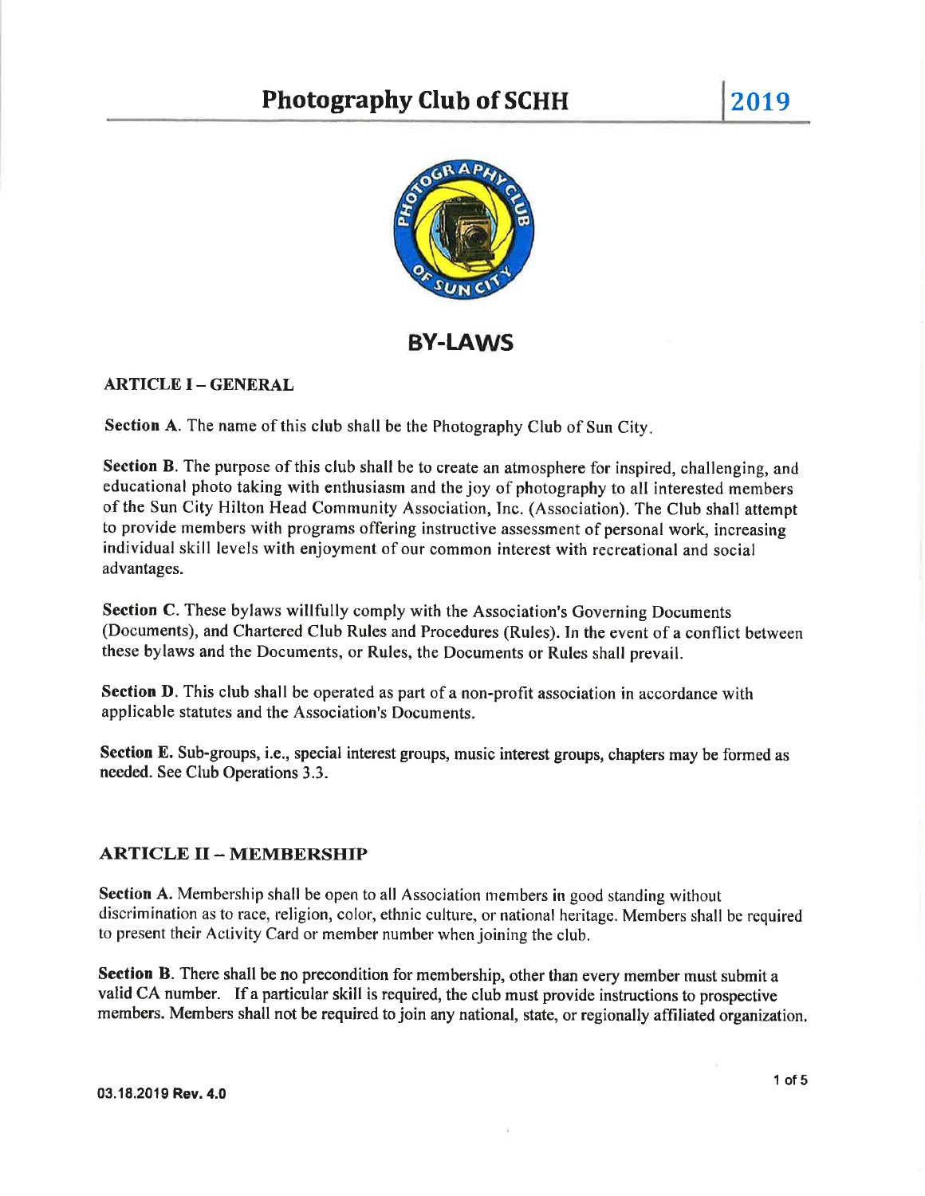# Photography Club of SCHH

2019

## BY-LAWS

### ARTICLE I – GENERAL

**Section A.** The name of this club shall be the Photography Club of Sun City.

**Section B.** The purpose of this club shall be to create an atmosphere for inspired, challenging, and educational photo taking with enthusiasm and the joy of photography to all interested members of the Sun City Hilton Head Community Association, Inc. (Association). The Club shall attempt to provide members with programs offering instructive assessment of personal work, increasing individual skill levels with enjoyment of our common interest with recreational and social advantages.

**Section C.** These bylaws willfully comply with the Association's Governing Documents (Documents), and Chartered Club Rules and Procedures (Rules). In the event of a conflict between these bylaws and the Documents, or Rules, the Documents or Rules shall prevail.

**Section D.** This club shall be operated as part of a non-profit association in accordance with applicable statutes and the Association's Documents.

**Section E.** Sub-groups, i.e., special interest groups, music interest groups, chapters may be formed as needed. See Club Operations 3.3.

### ARTICLE II – MEMBERSHIP

**Section A.** Membership shall be open to all Association members in good standing without discrimination as to race, religion, color, ethnic culture, or national heritage. Members shall be required to present their Activity Card or member number when joining the club.

**Section B.** There shall be no precondition for membership, other than every member must submit a valid CA number. If a particular skill is required, the club must provide instructions to prospective members. Members shall not be required to join any national, state, or regionally affiliated organization.

03.18.2019 Rev. 4.0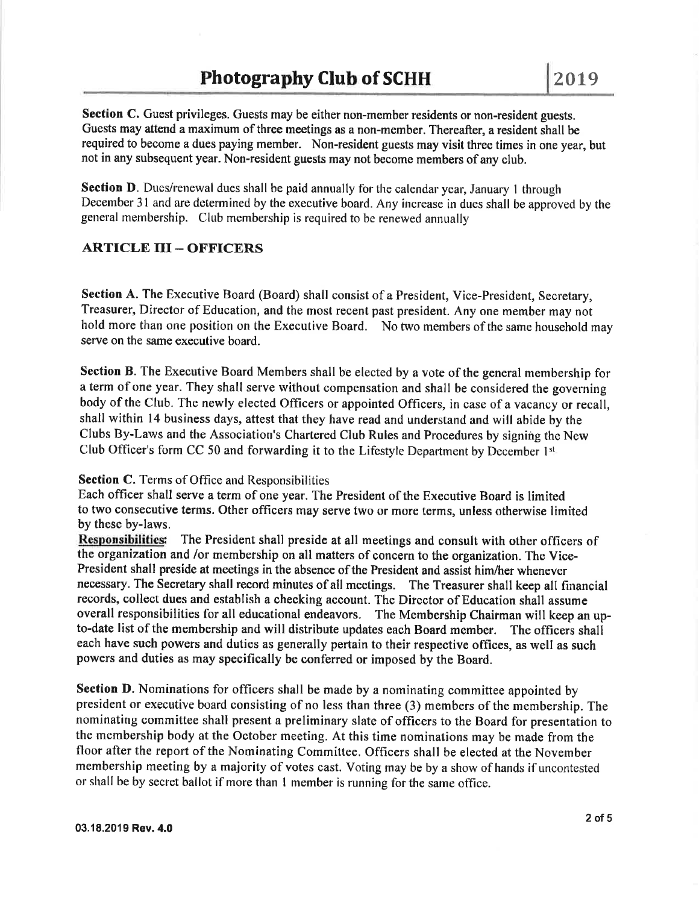**Section C.** Guest privileges. Guests may be either non-member residents or non-resident guests. Guests may attend a maximum of three meetings as a non-member. Thereafter, a resident shall be required to become a dues paying member. Non-resident guests may visit three times in one year, but not in any subsequent year. Non-resident guests may not become members of any club.

**Section D**. Dues/renewal dues shall be paid annually for the calendar year, January 1 through December 31 and are determined by the executive board. Any increase in dues shall be approved by the general membership. Club membership is required to be renewed annually

## ARTICLE III – OFFICERS

**Section A.** The Executive Board (Board) shall consist of a President, Vice-President, Secretary, Treasurer, Director of Education, and the most recent past president. Any one member may not hold more than one position on the Executive Board. No two members of the same household may serve on the same executive board.

**Section B.** The Executive Board Members shall be elected by a vote of the general membership for a term of one year. They shall serve without compensation and shall be considered the governing body of the Club. The newly elected Officers or appointed Officers, in case of a vacancy or recall, shall within 14 business days, attest that they have read and understand and will abide by the Clubs By-Laws and the Association's Chartered Club Rules and Procedures by signing the New Club Officer's form CC 50 and forwarding it to the Lifestyle Department by December 1st

**Section C.** Terms of Office and Responsibilities
Each officer shall serve a term of one year. The President of the Executive Board is limited to two consecutive terms. Other officers may serve two or more terms, unless otherwise limited by these by-laws.
**Responsibilities:** The President shall preside at all meetings and consult with other officers of the organization and /or membership on all matters of concern to the organization. The Vice-President shall preside at meetings in the absence of the President and assist him/her whenever necessary. The Secretary shall record minutes of all meetings. The Treasurer shall keep all financial records, collect dues and establish a checking account. The Director of Education shall assume overall responsibilities for all educational endeavors. The Membership Chairman will keep an up-to-date list of the membership and will distribute updates each Board member. The officers shall each have such powers and duties as generally pertain to their respective offices, as well as such powers and duties as may specifically be conferred or imposed by the Board.

**Section D.** Nominations for officers shall be made by a nominating committee appointed by president or executive board consisting of no less than three (3) members of the membership. The nominating committee shall present a preliminary slate of officers to the Board for presentation to the membership body at the October meeting. At this time nominations may be made from the floor after the report of the Nominating Committee. Officers shall be elected at the November membership meeting by a majority of votes cast. Voting may be by a show of hands if uncontested or shall be by secret ballot if more than 1 member is running for the same office.

**03.18.2019 Rev. 4.0**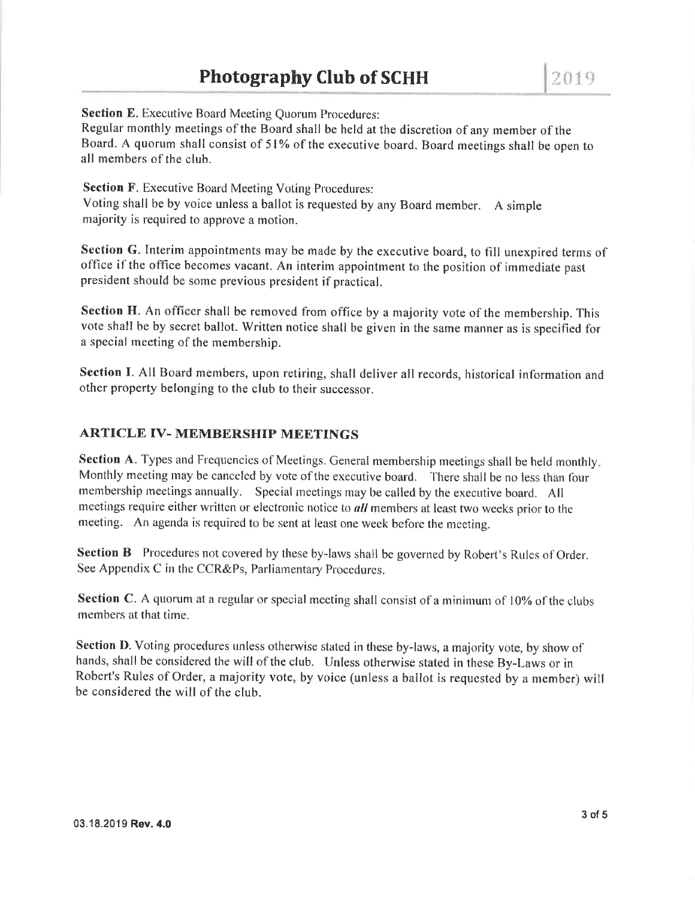**Section E.** Executive Board Meeting Quorum Procedures:
Regular monthly meetings of the Board shall be held at the discretion of any member of the Board. A quorum shall consist of 51% of the executive board. Board meetings shall be open to all members of the club.

**Section F.** Executive Board Meeting Voting Procedures:
Voting shall be by voice unless a ballot is requested by any Board member. A simple majority is required to approve a motion.

**Section G.** Interim appointments may be made by the executive board, to fill unexpired terms of office if the office becomes vacant. An interim appointment to the position of immediate past president should be some previous president if practical.

**Section H.** An officer shall be removed from office by a majority vote of the membership. This vote shall be by secret ballot. Written notice shall be given in the same manner as is specified for a special meeting of the membership.

**Section I.** All Board members, upon retiring, shall deliver all records, historical information and other property belonging to the club to their successor.

## ARTICLE IV- MEMBERSHIP MEETINGS

**Section A.** Types and Frequencies of Meetings. General membership meetings shall be held monthly. Monthly meeting may be canceled by vote of the executive board. There shall be no less than four membership meetings annually. Special meetings may be called by the executive board. All meetings require either written or electronic notice to ***all*** members at least two weeks prior to the meeting. An agenda is required to be sent at least one week before the meeting.

**Section B** Procedures not covered by these by-laws shall be governed by Robert's Rules of Order. See Appendix C in the CCR&Ps, Parliamentary Procedures.

**Section C.** A quorum at a regular or special meeting shall consist of a minimum of 10% of the clubs members at that time.

**Section D.** Voting procedures unless otherwise stated in these by-laws, a majority vote, by show of hands, shall be considered the will of the club. Unless otherwise stated in these By-Laws or in Robert's Rules of Order, a majority vote, by voice (unless a ballot is requested by a member) will be considered the will of the club.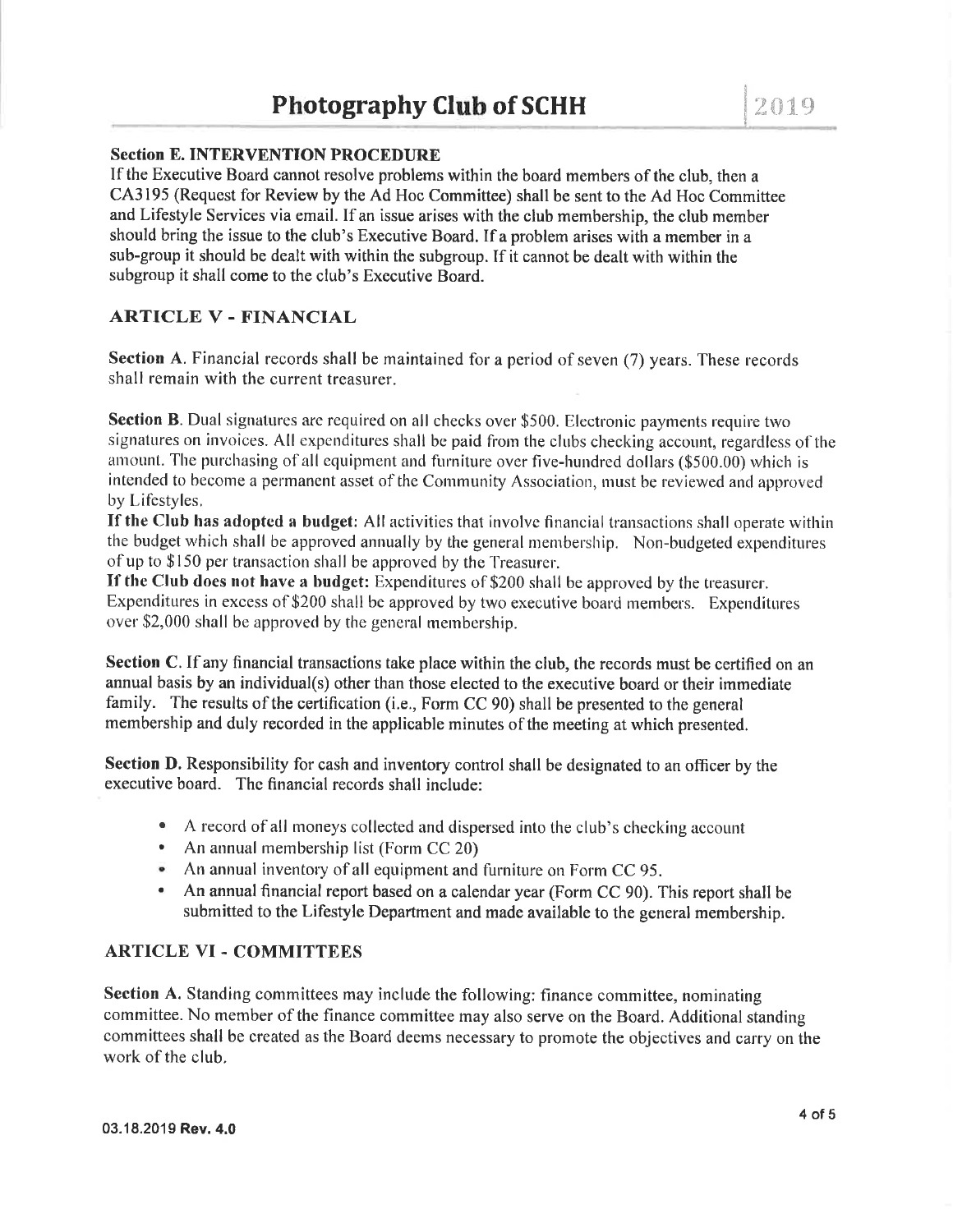### Section E. INTERVENTION PROCEDURE

If the Executive Board cannot resolve problems within the board members of the club, then a CA3195 (Request for Review by the Ad Hoc Committee) shall be sent to the Ad Hoc Committee and Lifestyle Services via email. If an issue arises with the club membership, the club member should bring the issue to the club's Executive Board. If a problem arises with a member in a sub-group it should be dealt with within the subgroup. If it cannot be dealt with within the subgroup it shall come to the club's Executive Board.

## ARTICLE V - FINANCIAL

**Section A**. Financial records shall be maintained for a period of seven (7) years. These records shall remain with the current treasurer.

**Section B**. Dual signatures are required on all checks over $500. Electronic payments require two signatures on invoices. All expenditures shall be paid from the clubs checking account, regardless of the amount. The purchasing of all equipment and furniture over five-hundred dollars ($500.00) which is intended to become a permanent asset of the Community Association, must be reviewed and approved by Lifestyles.

**If the Club has adopted a budget**: All activities that involve financial transactions shall operate within the budget which shall be approved annually by the general membership. Non-budgeted expenditures of up to $150 per transaction shall be approved by the Treasurer.

**If the Club does not have a budget:** Expenditures of $200 shall be approved by the treasurer. Expenditures in excess of $200 shall be approved by two executive board members. Expenditures over $2,000 shall be approved by the general membership.

**Section C**. If any financial transactions take place within the club, the records must be certified on an annual basis by an individual(s) other than those elected to the executive board or their immediate family. The results of the certification (i.e., Form CC 90) shall be presented to the general membership and duly recorded in the applicable minutes of the meeting at which presented.

**Section D.** Responsibility for cash and inventory control shall be designated to an officer by the executive board. The financial records shall include:

- A record of all moneys collected and dispersed into the club's checking account
- An annual membership list (Form CC 20)
- An annual inventory of all equipment and furniture on Form CC 95.
- An annual financial report based on a calendar year (Form CC 90). This report shall be submitted to the Lifestyle Department and made available to the general membership.

## ARTICLE VI - COMMITTEES

**Section A.** Standing committees may include the following: finance committee, nominating committee. No member of the finance committee may also serve on the Board. Additional standing committees shall be created as the Board deems necessary to promote the objectives and carry on the work of the club.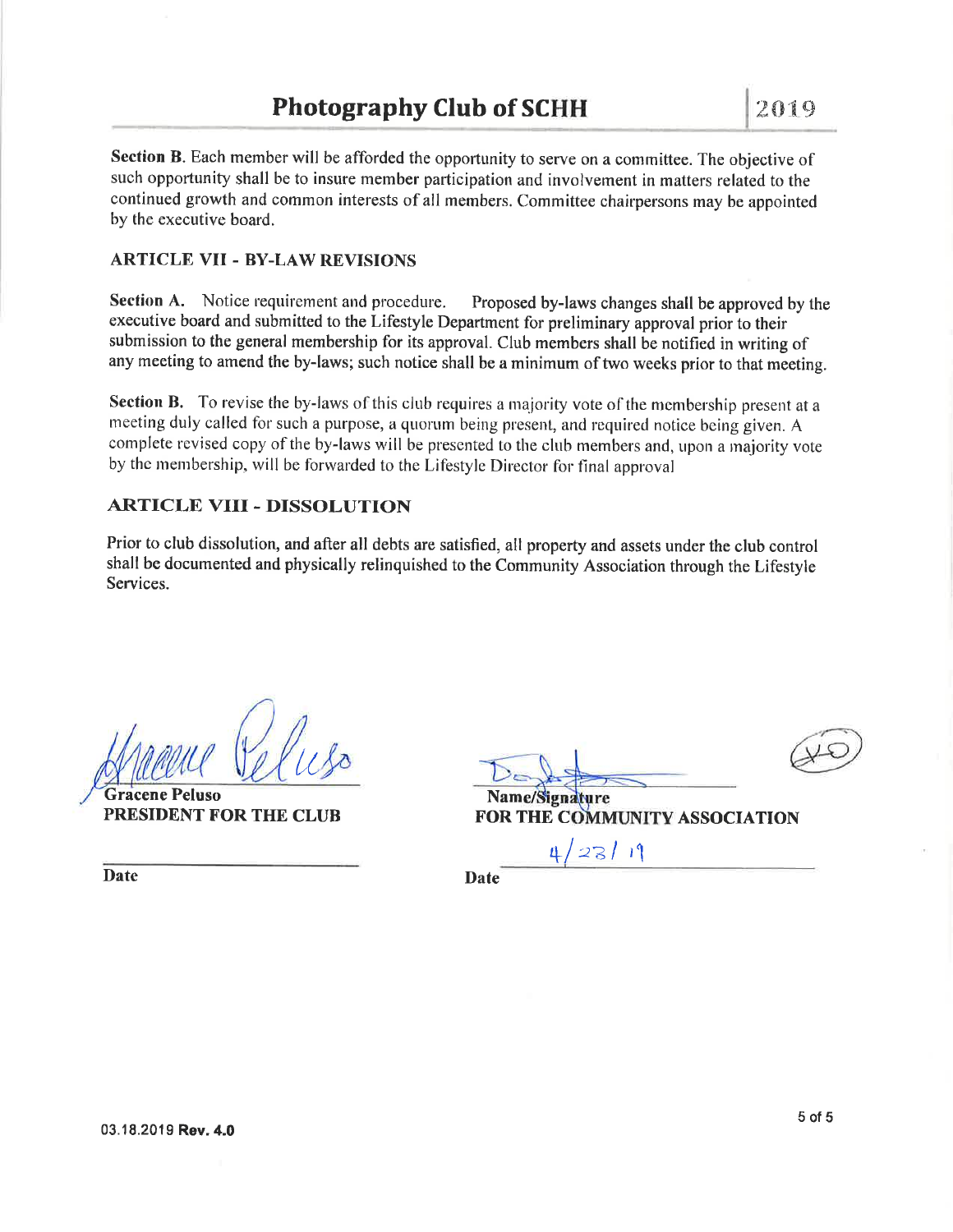**Section B**. Each member will be afforded the opportunity to serve on a committee. The objective of such opportunity shall be to insure member participation and involvement in matters related to the continued growth and common interests of all members. Committee chairpersons may be appointed by the executive board.

### ARTICLE VII - BY-LAW REVISIONS

**Section A.** Notice requirement and procedure. Proposed by-laws changes shall be approved by the executive board and submitted to the Lifestyle Department for preliminary approval prior to their submission to the general membership for its approval. Club members shall be notified in writing of any meeting to amend the by-laws; such notice shall be a minimum of two weeks prior to that meeting.

**Section B.** To revise the by-laws of this club requires a majority vote of the membership present at a meeting duly called for such a purpose, a quorum being present, and required notice being given. A complete revised copy of the by-laws will be presented to the club members and, upon a majority vote by the membership, will be forwarded to the Lifestyle Director for final approval

### ARTICLE VIII - DISSOLUTION

Prior to club dissolution, and after all debts are satisfied, all property and assets under the club control shall be documented and physically relinquished to the Community Association through the Lifestyle Services.

**Gracene Peluso**
**PRESIDENT FOR THE CLUB**

**Date**

**Name/Signature**
**FOR THE COMMUNITY ASSOCIATION**

4/23/19
**Date**

03.18.2019 **Rev. 4.0**